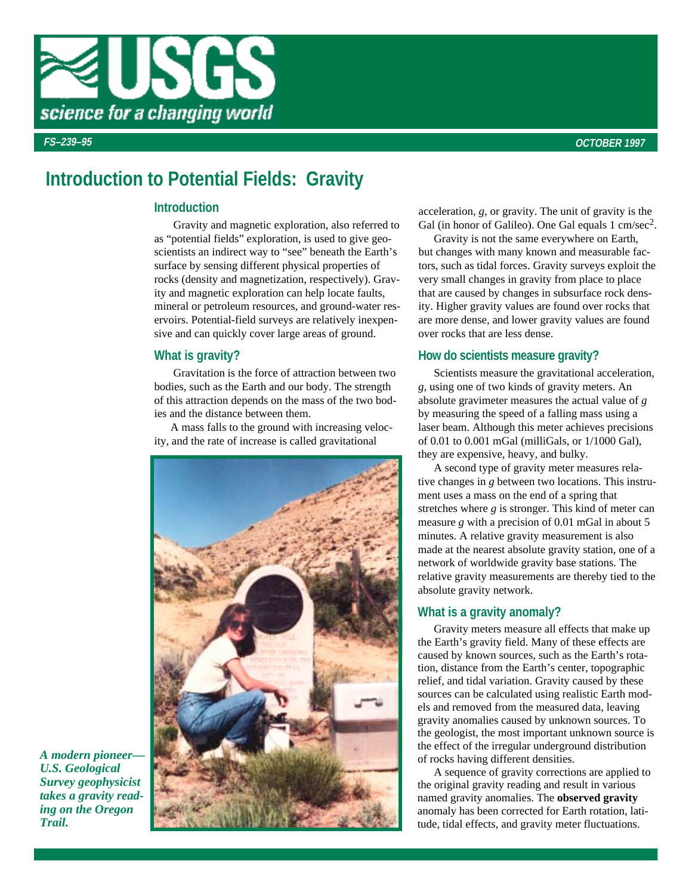FS–239–95 OCTOBER 1997

# Introduction to Potential Fields: Gravity

## Introduction

Gravity and magnetic exploration, also referred to as "potential fields" exploration, is used to give geoscientists an indirect way to "see" beneath the Earth's surface by sensing different physical properties of rocks (density and magnetization, respectively). Gravity and magnetic exploration can help locate faults, mineral or petroleum resources, and ground-water reservoirs. Potential-field surveys are relatively inexpensive and can quickly cover large areas of ground.

## What is gravity?

Gravitation is the force of attraction between two bodies, such as the Earth and our body. The strength of this attraction depends on the mass of the two bodies and the distance between them.

A mass falls to the ground with increasing velocity, and the rate of increase is called gravitational acceleration, *g*, or gravity. The unit of gravity is the Gal (in honor of Galileo). One Gal equals 1 cm/sec$^2$.

Gravity is not the same everywhere on Earth, but changes with many known and measurable factors, such as tidal forces. Gravity surveys exploit the very small changes in gravity from place to place that are caused by changes in subsurface rock density. Higher gravity values are found over rocks that are more dense, and lower gravity values are found over rocks that are less dense.

***A modern pioneer—U.S. Geological Survey geophysicist takes a gravity reading on the Oregon Trail.***

## How do scientists measure gravity?

Scientists measure the gravitational acceleration, *g*, using one of two kinds of gravity meters. An absolute gravimeter measures the actual value of *g* by measuring the speed of a falling mass using a laser beam. Although this meter achieves precisions of 0.01 to 0.001 mGal (milliGals, or 1/1000 Gal), they are expensive, heavy, and bulky.

A second type of gravity meter measures relative changes in *g* between two locations. This instrument uses a mass on the end of a spring that stretches where *g* is stronger. This kind of meter can measure *g* with a precision of 0.01 mGal in about 5 minutes. A relative gravity measurement is also made at the nearest absolute gravity station, one of a network of worldwide gravity base stations. The relative gravity measurements are thereby tied to the absolute gravity network.

## What is a gravity anomaly?

Gravity meters measure all effects that make up the Earth's gravity field. Many of these effects are caused by known sources, such as the Earth's rotation, distance from the Earth's center, topographic relief, and tidal variation. Gravity caused by these sources can be calculated using realistic Earth models and removed from the measured data, leaving gravity anomalies caused by unknown sources. To the geologist, the most important unknown source is the effect of the irregular underground distribution of rocks having different densities.

A sequence of gravity corrections are applied to the original gravity reading and result in various named gravity anomalies. The **observed gravity** anomaly has been corrected for Earth rotation, latitude, tidal effects, and gravity meter fluctuations.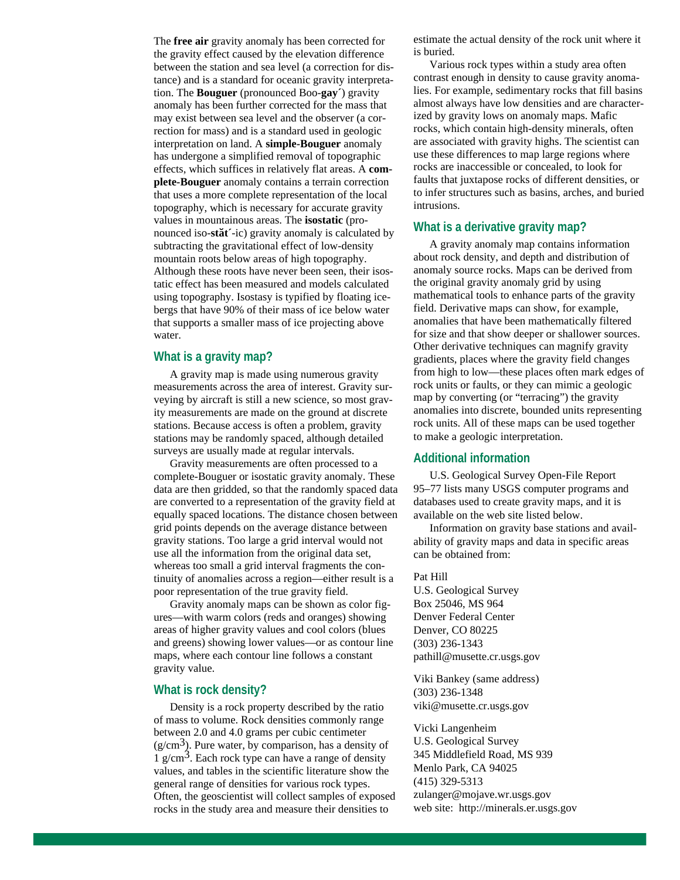The **free air** gravity anomaly has been corrected for the gravity effect caused by the elevation difference between the station and sea level (a correction for distance) and is a standard for oceanic gravity interpretation. The **Bouguer** (pronounced Boo-**gay´**) gravity anomaly has been further corrected for the mass that may exist between sea level and the observer (a correction for mass) and is a standard used in geologic interpretation on land. A **simple-Bouguer** anomaly has undergone a simplified removal of topographic effects, which suffices in relatively flat areas. A **complete-Bouguer** anomaly contains a terrain correction that uses a more complete representation of the local topography, which is necessary for accurate gravity values in mountainous areas. The **isostatic** (pronounced iso-**stăt´**-ic) gravity anomaly is calculated by subtracting the gravitational effect of low-density mountain roots below areas of high topography. Although these roots have never been seen, their isostatic effect has been measured and models calculated using topography. Isostasy is typified by floating icebergs that have 90% of their mass of ice below water that supports a smaller mass of ice projecting above water.

## What is a gravity map?

A gravity map is made using numerous gravity measurements across the area of interest. Gravity surveying by aircraft is still a new science, so most gravity measurements are made on the ground at discrete stations. Because access is often a problem, gravity stations may be randomly spaced, although detailed surveys are usually made at regular intervals.

Gravity measurements are often processed to a complete-Bouguer or isostatic gravity anomaly. These data are then gridded, so that the randomly spaced data are converted to a representation of the gravity field at equally spaced locations. The distance chosen between grid points depends on the average distance between gravity stations. Too large a grid interval would not use all the information from the original data set, whereas too small a grid interval fragments the continuity of anomalies across a region—either result is a poor representation of the true gravity field.

Gravity anomaly maps can be shown as color figures—with warm colors (reds and oranges) showing areas of higher gravity values and cool colors (blues and greens) showing lower values—or as contour line maps, where each contour line follows a constant gravity value.

## What is rock density?

Density is a rock property described by the ratio of mass to volume. Rock densities commonly range between 2.0 and 4.0 grams per cubic centimeter ($g/cm^3$). Pure water, by comparison, has a density of 1 $g/cm^3$. Each rock type can have a range of density values, and tables in the scientific literature show the general range of densities for various rock types. Often, the geoscientist will collect samples of exposed rocks in the study area and measure their densities to estimate the actual density of the rock unit where it is buried.

Various rock types within a study area often contrast enough in density to cause gravity anomalies. For example, sedimentary rocks that fill basins almost always have low densities and are characterized by gravity lows on anomaly maps. Mafic rocks, which contain high-density minerals, often are associated with gravity highs. The scientist can use these differences to map large regions where rocks are inaccessible or concealed, to look for faults that juxtapose rocks of different densities, or to infer structures such as basins, arches, and buried intrusions.

## What is a derivative gravity map?

A gravity anomaly map contains information about rock density, and depth and distribution of anomaly source rocks. Maps can be derived from the original gravity anomaly grid by using mathematical tools to enhance parts of the gravity field. Derivative maps can show, for example, anomalies that have been mathematically filtered for size and that show deeper or shallower sources. Other derivative techniques can magnify gravity gradients, places where the gravity field changes from high to low—these places often mark edges of rock units or faults, or they can mimic a geologic map by converting (or "terracing") the gravity anomalies into discrete, bounded units representing rock units. All of these maps can be used together to make a geologic interpretation.

## Additional information

U.S. Geological Survey Open-File Report 95–77 lists many USGS computer programs and databases used to create gravity maps, and it is available on the web site listed below.

Information on gravity base stations and availability of gravity maps and data in specific areas can be obtained from:

Pat Hill
U.S. Geological Survey
Box 25046, MS 964
Denver Federal Center
Denver, CO 80225
(303) 236-1343
pathill@musette.cr.usgs.gov

Viki Bankey (same address)
(303) 236-1348
viki@musette.cr.usgs.gov

Vicki Langenheim
U.S. Geological Survey
345 Middlefield Road, MS 939
Menlo Park, CA 94025
(415) 329-5313
zulanger@mojave.wr.usgs.gov
web site: http://minerals.er.usgs.gov